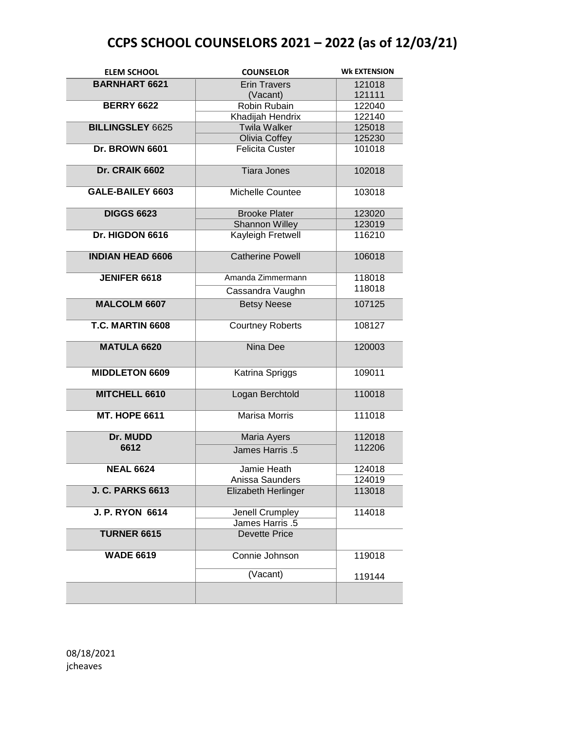# CCPS SCHOOL COUNSELORS 2021 – 2022 (as of 12/03/21)

| ELEM SCHOOL | COUNSELOR | Wk EXTENSION |
|---|---|---|
| **BARNHART 6621** | Erin Travers | 121018 |
| | (Vacant) | 121111 |
| **BERRY 6622** | Robin Rubain | 122040 |
| | Khadijah Hendrix | 122140 |
| **BILLINGSLEY** 6625 | Twila Walker | 125018 |
| | Olivia Coffey | 125230 |
| **Dr. BROWN 6601** | Felicita Custer | 101018 |
| **Dr. CRAIK 6602** | Tiara Jones | 102018 |
| **GALE-BAILEY 6603** | Michelle Countee | 103018 |
| **DIGGS 6623** | Brooke Plater | 123020 |
| | Shannon Willey | 123019 |
| **Dr. HIGDON 6616** | Kayleigh Fretwell | 116210 |
| **INDIAN HEAD 6606** | Catherine Powell | 106018 |
| **JENIFER 6618** | Amanda Zimmermann | 118018 |
| | Cassandra Vaughn | 118018 |
| **MALCOLM 6607** | Betsy Neese | 107125 |
| **T.C. MARTIN 6608** | Courtney Roberts | 108127 |
| **MATULA 6620** | Nina Dee | 120003 |
| **MIDDLETON 6609** | Katrina Spriggs | 109011 |
| **MITCHELL 6610** | Logan Berchtold | 110018 |
| **MT. HOPE 6611** | Marisa Morris | 111018 |
| **Dr. MUDD 6612** | Maria Ayers | 112018 |
| | James Harris .5 | 112206 |
| **NEAL 6624** | Jamie Heath | 124018 |
| | Anissa Saunders | 124019 |
| **J. C. PARKS 6613** | Elizabeth Herlinger | 113018 |
| **J. P. RYON 6614** | Jenell Crumpley | 114018 |
| | James Harris .5 | |
| **TURNER 6615** | Devette Price | |
| **WADE 6619** | Connie Johnson | 119018 |
| | (Vacant) | 119144 |
| | | |

08/18/2021
jcheaves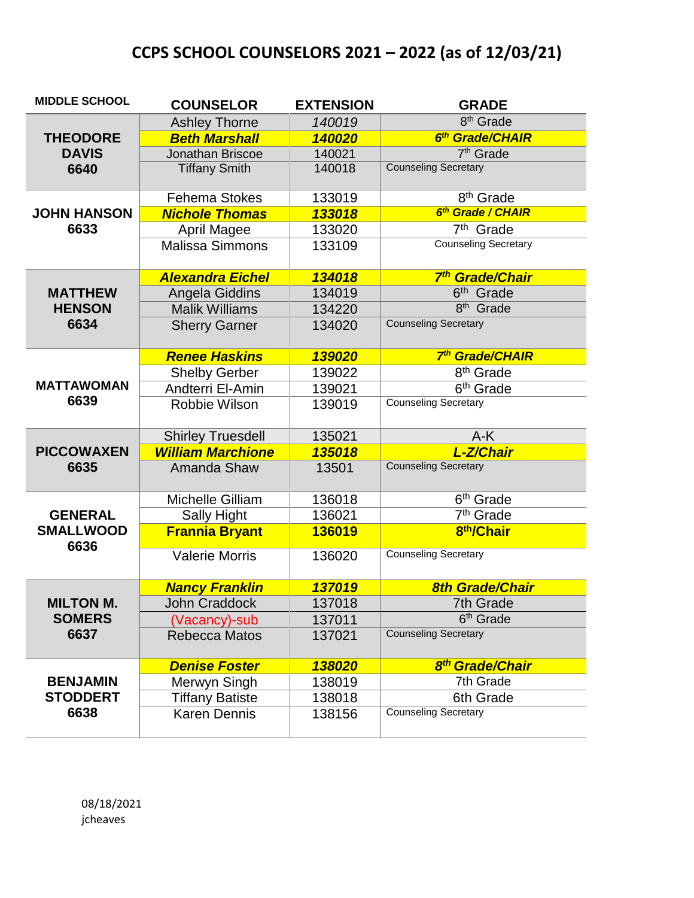# CCPS SCHOOL COUNSELORS 2021 – 2022 (as of 12/03/21)

| MIDDLE SCHOOL | COUNSELOR | EXTENSION | GRADE |
|---|---|---|---|
| THEODORE DAVIS 6640 | Ashley Thorne | *140019* | 8th Grade |
| | ***Beth Marshall*** | ***140020*** | ***6th Grade/CHAIR*** |
| | Jonathan Briscoe | 140021 | 7th Grade |
| | Tiffany Smith | 140018 | Counseling Secretary |
| JOHN HANSON 6633 | Fehema Stokes | 133019 | 8th Grade |
| | ***Nichole Thomas*** | ***133018*** | ***6th Grade / CHAIR*** |
| | April Magee | 133020 | 7th Grade |
| | Malissa Simmons | 133109 | Counseling Secretary |
| MATTHEW HENSON 6634 | ***Alexandra Eichel*** | ***134018*** | ***7th Grade/Chair*** |
| | Angela Giddins | 134019 | 6th Grade |
| | Malik Williams | 134220 | 8th Grade |
| | Sherry Garner | 134020 | Counseling Secretary |
| MATTAWOMAN 6639 | ***Renee Haskins*** | ***139020*** | ***7th Grade/CHAIR*** |
| | Shelby Gerber | 139022 | 8th Grade |
| | Andterri El-Amin | 139021 | 6th Grade |
| | Robbie Wilson | 139019 | Counseling Secretary |
| PICCOWAXEN 6635 | Shirley Truesdell | 135021 | A-K |
| | ***William Marchione*** | ***135018*** | ***L-Z/Chair*** |
| | Amanda Shaw | 13501 | Counseling Secretary |
| GENERAL SMALLWOOD 6636 | Michelle Gilliam | 136018 | 6th Grade |
| | Sally Hight | 136021 | 7th Grade |
| | **Frannia Bryant** | **136019** | **8th/Chair** |
| | Valerie Morris | 136020 | Counseling Secretary |
| MILTON M. SOMERS 6637 | ***Nancy Franklin*** | ***137019*** | ***8th Grade/Chair*** |
| | John Craddock | 137018 | 7th Grade |
| | (Vacancy)-sub | 137011 | 6th Grade |
| | Rebecca Matos | 137021 | Counseling Secretary |
| BENJAMIN STODDERT 6638 | ***Denise Foster*** | ***138020*** | ***8th Grade/Chair*** |
| | Merwyn Singh | 138019 | 7th Grade |
| | Tiffany Batiste | 138018 | 6th Grade |
| | Karen Dennis | 138156 | Counseling Secretary |

08/18/2021
jcheaves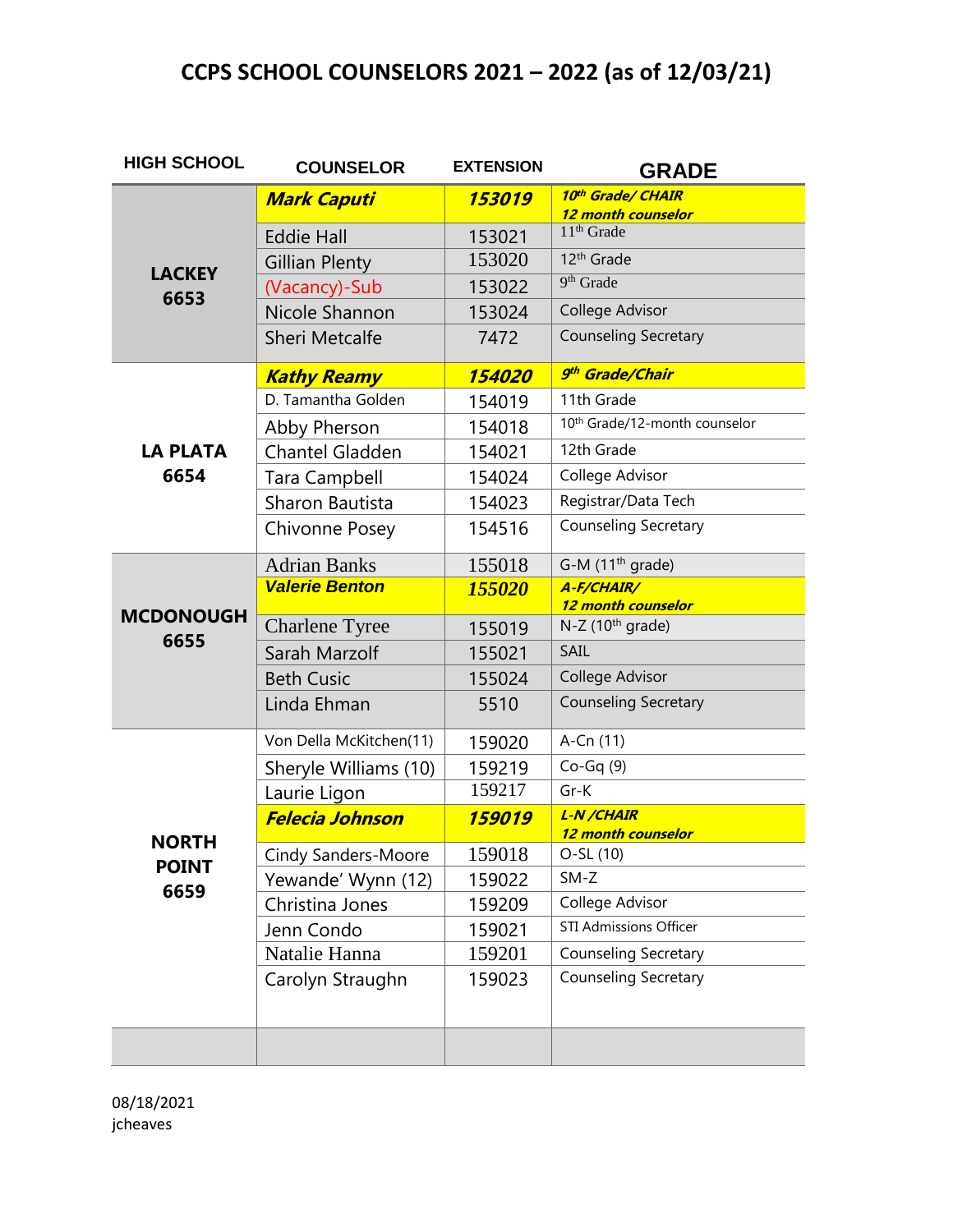# CCPS SCHOOL COUNSELORS 2021 – 2022 (as of 12/03/21)

| HIGH SCHOOL | COUNSELOR | EXTENSION | GRADE |
|---|---|---|---|
| **LACKEY 6653** | ***Mark Caputi*** | ***153019*** | ***10th Grade/ CHAIR 12 month counselor*** |
| | Eddie Hall | 153021 | 11th Grade |
| | Gillian Plenty | 153020 | 12th Grade |
| | (Vacancy)-Sub | 153022 | 9th Grade |
| | Nicole Shannon | 153024 | College Advisor |
| | Sheri Metcalfe | 7472 | Counseling Secretary |
| **LA PLATA 6654** | ***Kathy Reamy*** | ***154020*** | ***9th Grade/Chair*** |
| | D. Tamantha Golden | 154019 | 11th Grade |
| | Abby Pherson | 154018 | 10th Grade/12-month counselor |
| | Chantel Gladden | 154021 | 12th Grade |
| | Tara Campbell | 154024 | College Advisor |
| | Sharon Bautista | 154023 | Registrar/Data Tech |
| | Chivonne Posey | 154516 | Counseling Secretary |
| **MCDONOUGH 6655** | Adrian Banks | 155018 | G-M (11th grade) |
| | ***Valerie Benton*** | ***155020*** | ***A-F/CHAIR/ 12 month counselor*** |
| | Charlene Tyree | 155019 | N-Z (10th grade) |
| | Sarah Marzolf | 155021 | SAIL |
| | Beth Cusic | 155024 | College Advisor |
| | Linda Ehman | 5510 | Counseling Secretary |
| **NORTH POINT 6659** | Von Della McKitchen(11) | 159020 | A-Cn (11) |
| | Sheryle Williams (10) | 159219 | Co-Gq (9) |
| | Laurie Ligon | 159217 | Gr-K |
| | ***Felecia Johnson*** | ***159019*** | ***L-N /CHAIR 12 month counselor*** |
| | Cindy Sanders-Moore | 159018 | O-SL (10) |
| | Yewande' Wynn (12) | 159022 | SM-Z |
| | Christina Jones | 159209 | College Advisor |
| | Jenn Condo | 159021 | STI Admissions Officer |
| | Natalie Hanna | 159201 | Counseling Secretary |
| | Carolyn Straughn | 159023 | Counseling Secretary |
| | | | |

08/18/2021
jcheaves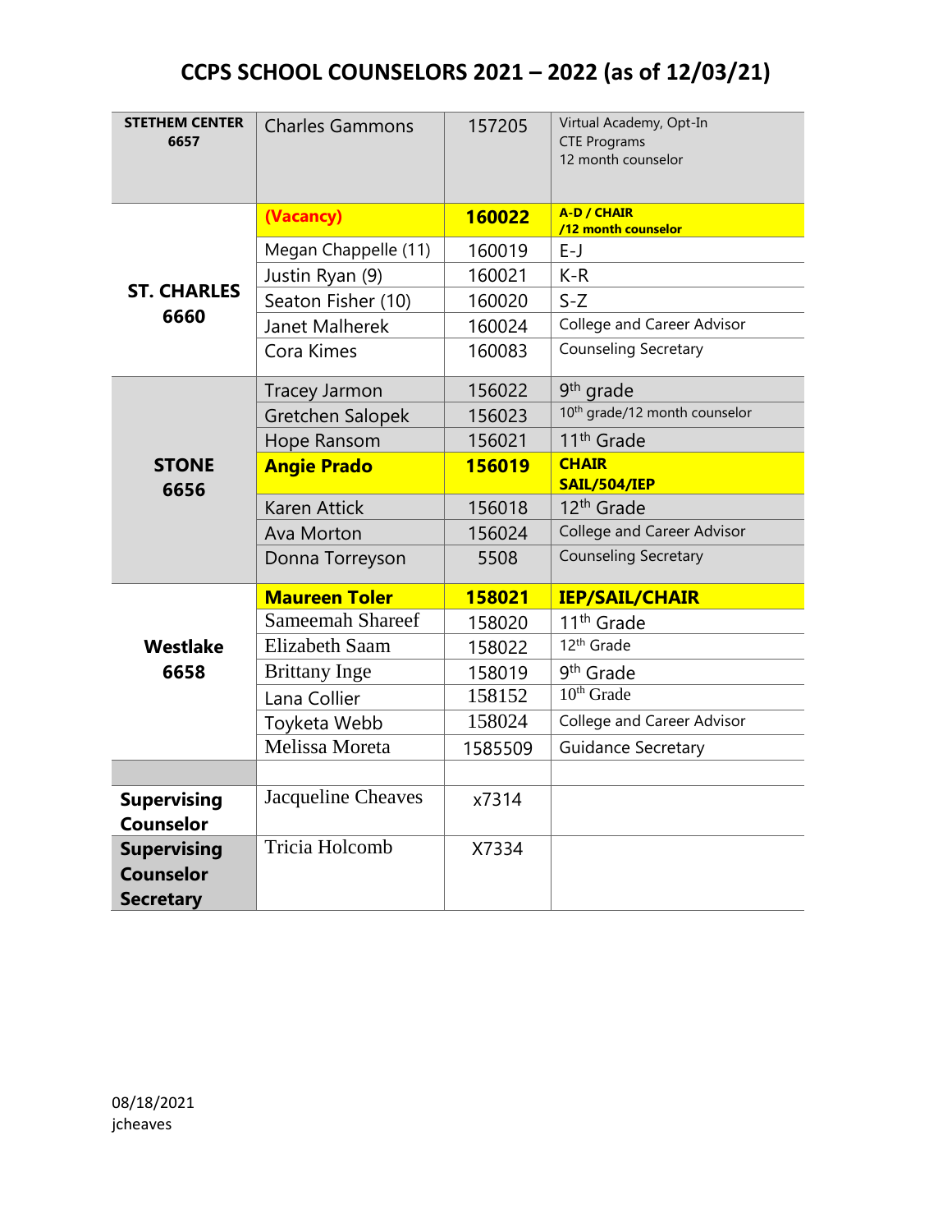# CCPS SCHOOL COUNSELORS 2021 – 2022 (as of 12/03/21)

| | | | |
|---|---|---|---|
| **STETHEM CENTER 6657** | Charles Gammons | 157205 | Virtual Academy, Opt-In<br>CTE Programs<br>12 month counselor |
| **ST. CHARLES 6660** | **(Vacancy)** | **160022** | **A-D / CHAIR /12 month counselor** |
| | Megan Chappelle (11) | 160019 | E-J |
| | Justin Ryan (9) | 160021 | K-R |
| | Seaton Fisher (10) | 160020 | S-Z |
| | Janet Malherek | 160024 | College and Career Advisor |
| | Cora Kimes | 160083 | Counseling Secretary |
| **STONE 6656** | Tracey Jarmon | 156022 | 9th grade |
| | Gretchen Salopek | 156023 | 10th grade/12 month counselor |
| | Hope Ransom | 156021 | 11th Grade |
| | **Angie Prado** | **156019** | **CHAIR SAIL/504/IEP** |
| | Karen Attick | 156018 | 12th Grade |
| | Ava Morton | 156024 | College and Career Advisor |
| | Donna Torreyson | 5508 | Counseling Secretary |
| **Westlake 6658** | **Maureen Toler** | **158021** | **IEP/SAIL/CHAIR** |
| | Sameemah Shareef | 158020 | 11th Grade |
| | Elizabeth Saam | 158022 | 12th Grade |
| | Brittany Inge | 158019 | 9th Grade |
| | Lana Collier | 158152 | 10th Grade |
| | Toyketa Webb | 158024 | College and Career Advisor |
| | Melissa Moreta | 1585509 | Guidance Secretary |
| | | | |
| **Supervising Counselor** | Jacqueline Cheaves | x7314 | |
| **Supervising Counselor Secretary** | Tricia Holcomb | X7334 | |

08/18/2021
jcheaves